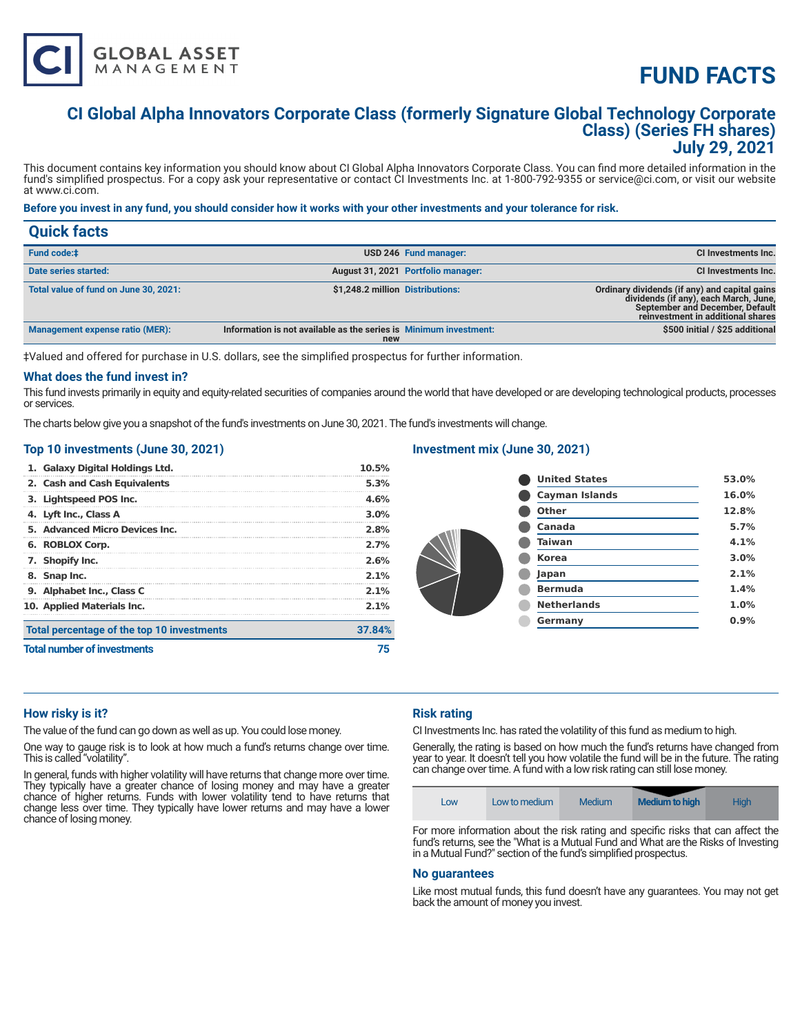# FUND FACTS

## CI Global Alpha Innovators Corporate Class (formerly Signature Global Technology Corporate Class) (Series FH shares) July 29, 2021

This document contains key information you should know about CI Global Alpha Innovators Corporate Class. You can find more detailed information in the fund's simplified prospectus. For a copy ask your representative or contact CI Investments Inc. at 1-800-792-9355 or service@ci.com, or visit our website at www.ci.com.

**Before you invest in any fund, you should consider how it works with your other investments and your tolerance for risk.**

## Quick facts

| | | | |
|---|---|---|---|
| **Fund code:‡** | **USD 246** | **Fund manager:** | **CI Investments Inc.** |
| **Date series started:** | **August 31, 2021** | **Portfolio manager:** | **CI Investments Inc.** |
| **Total value of fund on June 30, 2021:** | **$1,248.2 million** | **Distributions:** | **Ordinary dividends (if any) and capital gains dividends (if any), each March, June, September and December, Default reinvestment in additional shares** |
| **Management expense ratio (MER):** | **Information is not available as the series is new** | **Minimum investment:** | **$500 initial / $25 additional** |

‡Valued and offered for purchase in U.S. dollars, see the simplified prospectus for further information.

### What does the fund invest in?

This fund invests primarily in equity and equity-related securities of companies around the world that have developed or are developing technological products, processes or services.

The charts below give you a snapshot of the fund's investments on June 30, 2021. The fund's investments will change.

### Top 10 investments (June 30, 2021)

| | |
|---|---|
| 1. Galaxy Digital Holdings Ltd. | 10.5% |
| 2. Cash and Cash Equivalents | 5.3% |
| 3. Lightspeed POS Inc. | 4.6% |
| 4. Lyft Inc., Class A | 3.0% |
| 5. Advanced Micro Devices Inc. | 2.8% |
| 6. ROBLOX Corp. | 2.7% |
| 7. Shopify Inc. | 2.6% |
| 8. Snap Inc. | 2.1% |
| 9. Alphabet Inc., Class C | 2.1% |
| 10. Applied Materials Inc. | 2.1% |
| **Total percentage of the top 10 investments** | **37.84%** |
| **Total number of investments** | **75** |

### Investment mix (June 30, 2021)

| | |
|---|---|
| United States | 53.0% |
| Cayman Islands | 16.0% |
| Other | 12.8% |
| Canada | 5.7% |
| Taiwan | 4.1% |
| Korea | 3.0% |
| Japan | 2.1% |
| Bermuda | 1.4% |
| Netherlands | 1.0% |
| Germany | 0.9% |

### How risky is it?

The value of the fund can go down as well as up. You could lose money.

One way to gauge risk is to look at how much a fund's returns change over time. This is called "volatility".

In general, funds with higher volatility will have returns that change more over time. They typically have a greater chance of losing money and may have a greater chance of higher returns. Funds with lower volatility tend to have returns that change less over time. They typically have lower returns and may have a lower chance of losing money.

### Risk rating

CI Investments Inc. has rated the volatility of this fund as medium to high.

Generally, the rating is based on how much the fund's returns have changed from year to year. It doesn't tell you how volatile the fund will be in the future. The rating can change over time. A fund with a low risk rating can still lose money.

| Low | Low to medium | Medium | **Medium to high** | High |
|---|---|---|---|---|

For more information about the risk rating and specific risks that can affect the fund's returns, see the "What is a Mutual Fund and What are the Risks of Investing in a Mutual Fund?" section of the fund's simplified prospectus.

### No guarantees

Like most mutual funds, this fund doesn't have any guarantees. You may not get back the amount of money you invest.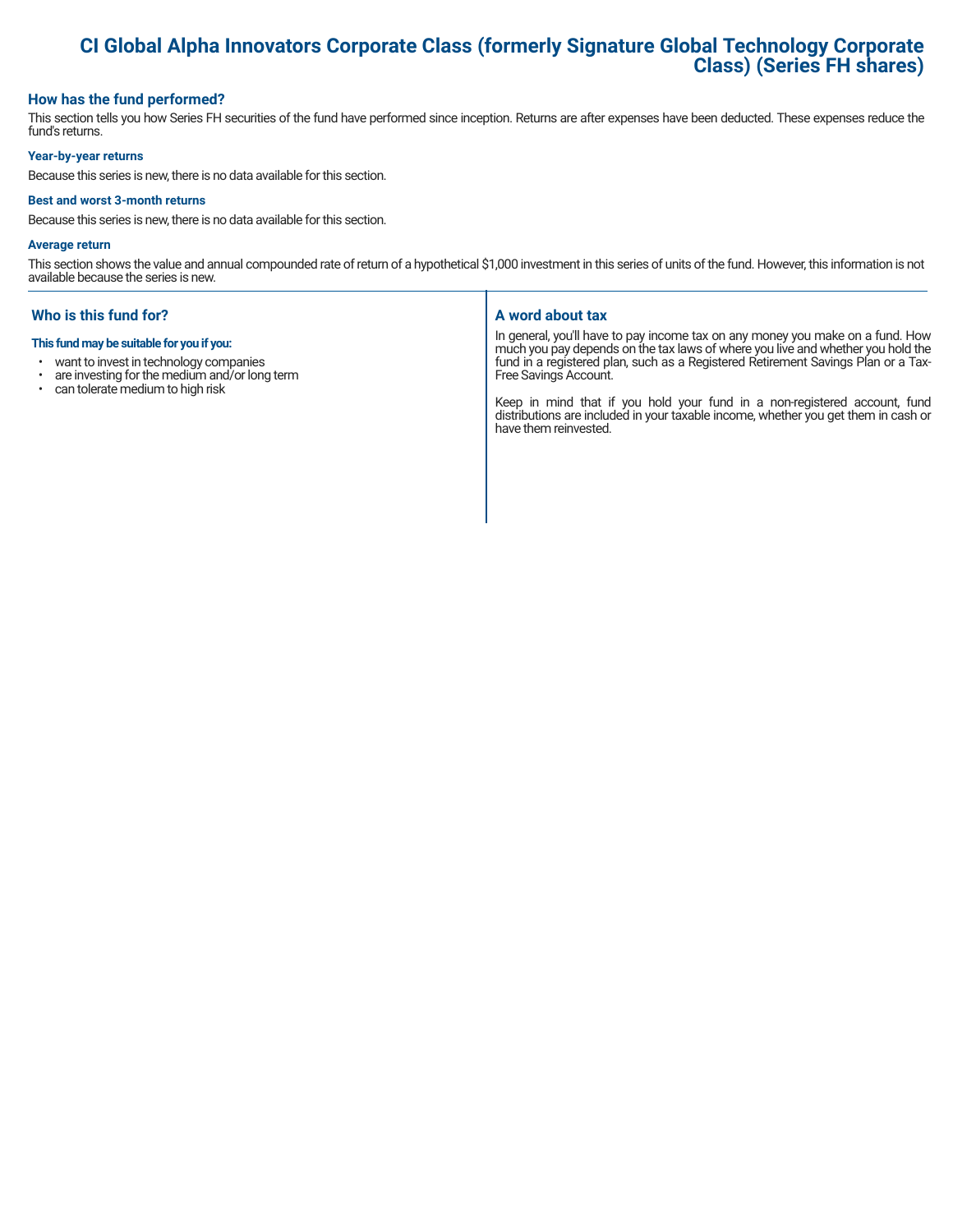# CI Global Alpha Innovators Corporate Class (formerly Signature Global Technology Corporate Class) (Series FH shares)

## How has the fund performed?

This section tells you how Series FH securities of the fund have performed since inception. Returns are after expenses have been deducted. These expenses reduce the fund's returns.

### Year-by-year returns

Because this series is new, there is no data available for this section.

### Best and worst 3-month returns

Because this series is new, there is no data available for this section.

### Average return

This section shows the value and annual compounded rate of return of a hypothetical $1,000 investment in this series of units of the fund. However, this information is not available because the series is new.

## Who is this fund for?

**This fund may be suitable for you if you:**

- want to invest in technology companies
- are investing for the medium and/or long term
- can tolerate medium to high risk

## A word about tax

In general, you'll have to pay income tax on any money you make on a fund. How much you pay depends on the tax laws of where you live and whether you hold the fund in a registered plan, such as a Registered Retirement Savings Plan or a Tax-Free Savings Account.

Keep in mind that if you hold your fund in a non-registered account, fund distributions are included in your taxable income, whether you get them in cash or have them reinvested.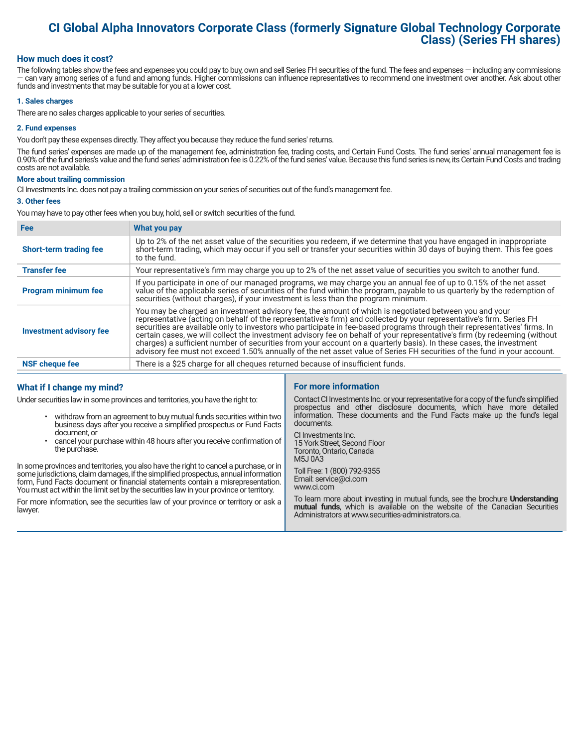# CI Global Alpha Innovators Corporate Class (formerly Signature Global Technology Corporate Class) (Series FH shares)

## How much does it cost?

The following tables show the fees and expenses you could pay to buy, own and sell Series FH securities of the fund. The fees and expenses — including any commissions — can vary among series of a fund and among funds. Higher commissions can influence representatives to recommend one investment over another. Ask about other funds and investments that may be suitable for you at a lower cost.

### 1. Sales charges

There are no sales charges applicable to your series of securities.

### 2. Fund expenses

You don't pay these expenses directly. They affect you because they reduce the fund series' returns.

The fund series' expenses are made up of the management fee, administration fee, trading costs, and Certain Fund Costs. The fund series' annual management fee is 0.90% of the fund series's value and the fund series' administration fee is 0.22% of the fund series' value. Because this fund series is new, its Certain Fund Costs and trading costs are not available.

#### More about trailing commission

CI Investments Inc. does not pay a trailing commission on your series of securities out of the fund's management fee.

### 3. Other fees

You may have to pay other fees when you buy, hold, sell or switch securities of the fund.

| Fee | What you pay |
|---|---|
| **Short-term trading fee** | Up to 2% of the net asset value of the securities you redeem, if we determine that you have engaged in inappropriate short-term trading, which may occur if you sell or transfer your securities within 30 days of buying them. This fee goes to the fund. |
| **Transfer fee** | Your representative's firm may charge you up to 2% of the net asset value of securities you switch to another fund. |
| **Program minimum fee** | If you participate in one of our managed programs, we may charge you an annual fee of up to 0.15% of the net asset value of the applicable series of securities of the fund within the program, payable to us quarterly by the redemption of securities (without charges), if your investment is less than the program minimum. |
| **Investment advisory fee** | You may be charged an investment advisory fee, the amount of which is negotiated between you and your representative (acting on behalf of the representative's firm) and collected by your representative's firm. Series FH securities are available only to investors who participate in fee-based programs through their representatives' firms. In certain cases, we will collect the investment advisory fee on behalf of your representative's firm (by redeeming (without charges) a sufficient number of securities from your account on a quarterly basis). In these cases, the investment advisory fee must not exceed 1.50% annually of the net asset value of Series FH securities of the fund in your account. |
| **NSF cheque fee** | There is a $25 charge for all cheques returned because of insufficient funds. |

## What if I change my mind?

Under securities law in some provinces and territories, you have the right to:

- withdraw from an agreement to buy mutual funds securities within two business days after you receive a simplified prospectus or Fund Facts document, or
- cancel your purchase within 48 hours after you receive confirmation of the purchase.

In some provinces and territories, you also have the right to cancel a purchase, or in some jurisdictions, claim damages, if the simplified prospectus, annual information form, Fund Facts document or financial statements contain a misrepresentation. You must act within the limit set by the securities law in your province or territory.

For more information, see the securities law of your province or territory or ask a lawyer.

## For more information

Contact CI Investments Inc. or your representative for a copy of the fund's simplified prospectus and other disclosure documents, which have more detailed information. These documents and the Fund Facts make up the fund's legal documents.

CI Investments Inc.
15 York Street, Second Floor
Toronto, Ontario, Canada
M5J 0A3

Toll Free: 1 (800) 792-9355
Email: service@ci.com
www.ci.com

To learn more about investing in mutual funds, see the brochure **Understanding mutual funds**, which is available on the website of the Canadian Securities Administrators at www.securities-administrators.ca.